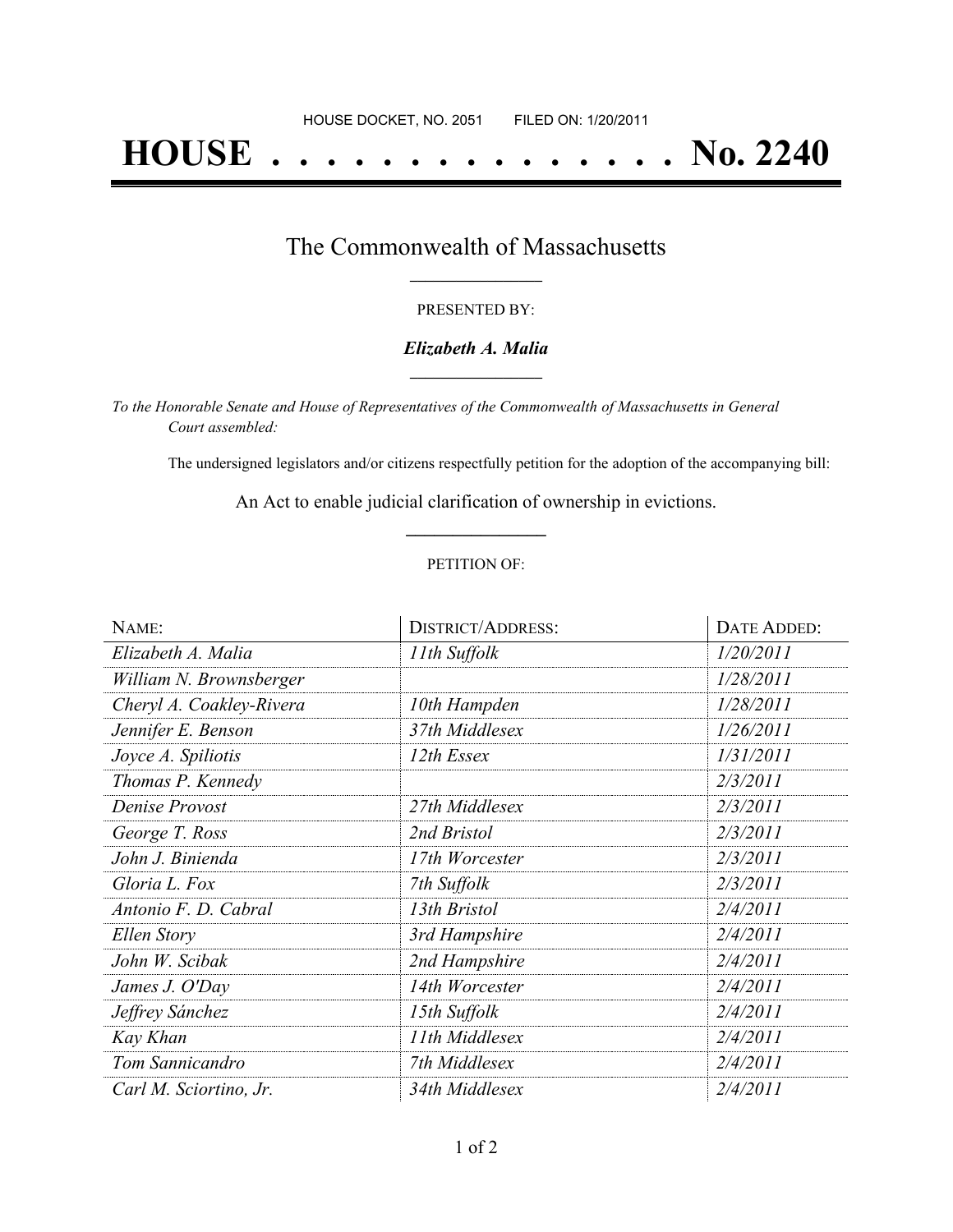HOUSE DOCKET, NO. 2051 FILED ON: 1/20/2011

# HOUSE . . . . . . . . . . . . . . . No. 2240

## The Commonwealth of Massachusetts

PRESENTED BY:

***Elizabeth A. Malia***

*To the Honorable Senate and House of Representatives of the Commonwealth of Massachusetts in General Court assembled:*

The undersigned legislators and/or citizens respectfully petition for the adoption of the accompanying bill:

An Act to enable judicial clarification of ownership in evictions.

PETITION OF:

| NAME: | DISTRICT/ADDRESS: | DATE ADDED: |
|---|---|---|
| *Elizabeth A. Malia* | *11th Suffolk* | *1/20/2011* |
| *William N. Brownsberger* | | *1/28/2011* |
| *Cheryl A. Coakley-Rivera* | *10th Hampden* | *1/28/2011* |
| *Jennifer E. Benson* | *37th Middlesex* | *1/26/2011* |
| *Joyce A. Spiliotis* | *12th Essex* | *1/31/2011* |
| *Thomas P. Kennedy* | | *2/3/2011* |
| *Denise Provost* | *27th Middlesex* | *2/3/2011* |
| *George T. Ross* | *2nd Bristol* | *2/3/2011* |
| *John J. Binienda* | *17th Worcester* | *2/3/2011* |
| *Gloria L. Fox* | *7th Suffolk* | *2/3/2011* |
| *Antonio F. D. Cabral* | *13th Bristol* | *2/4/2011* |
| *Ellen Story* | *3rd Hampshire* | *2/4/2011* |
| *John W. Scibak* | *2nd Hampshire* | *2/4/2011* |
| *James J. O'Day* | *14th Worcester* | *2/4/2011* |
| *Jeffrey Sánchez* | *15th Suffolk* | *2/4/2011* |
| *Kay Khan* | *11th Middlesex* | *2/4/2011* |
| *Tom Sannicandro* | *7th Middlesex* | *2/4/2011* |
| *Carl M. Sciortino, Jr.* | *34th Middlesex* | *2/4/2011* |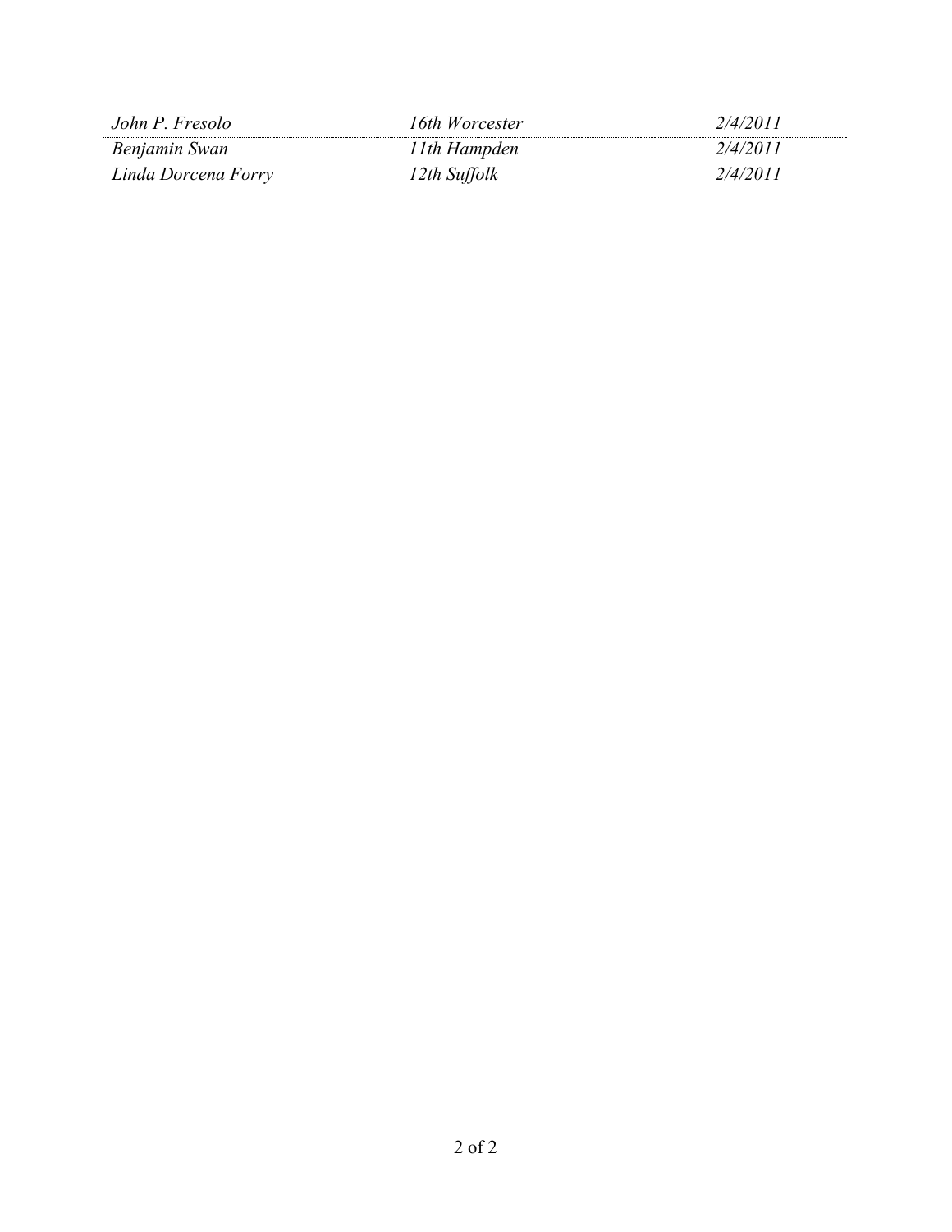| *John P. Fresolo* | *16th Worcester* | *2/4/2011* |
| --- | --- | --- |
| *Benjamin Swan* | *11th Hampden* | *2/4/2011* |
| *Linda Dorcena Forry* | *12th Suffolk* | *2/4/2011* |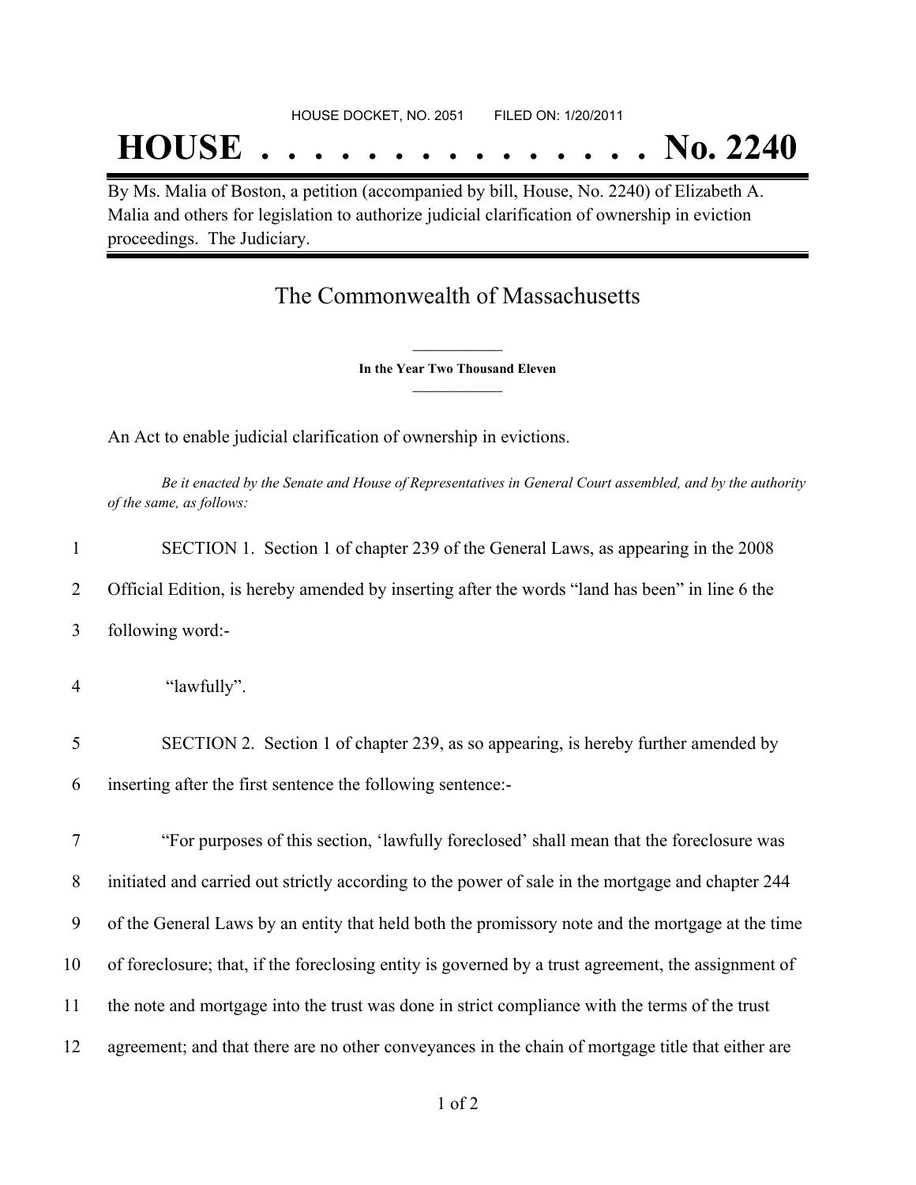HOUSE DOCKET, NO. 2051 FILED ON: 1/20/2011

# HOUSE . . . . . . . . . . . . . . . No. 2240

By Ms. Malia of Boston, a petition (accompanied by bill, House, No. 2240) of Elizabeth A. Malia and others for legislation to authorize judicial clarification of ownership in eviction proceedings. The Judiciary.

## The Commonwealth of Massachusetts

**In the Year Two Thousand Eleven**

An Act to enable judicial clarification of ownership in evictions.

*Be it enacted by the Senate and House of Representatives in General Court assembled, and by the authority of the same, as follows:*

1 SECTION 1. Section 1 of chapter 239 of the General Laws, as appearing in the 2008
2 Official Edition, is hereby amended by inserting after the words "land has been" in line 6 the
3 following word:-

4 "lawfully".

5 SECTION 2. Section 1 of chapter 239, as so appearing, is hereby further amended by
6 inserting after the first sentence the following sentence:-

7 "For purposes of this section, 'lawfully foreclosed' shall mean that the foreclosure was
8 initiated and carried out strictly according to the power of sale in the mortgage and chapter 244
9 of the General Laws by an entity that held both the promissory note and the mortgage at the time
10 of foreclosure; that, if the foreclosing entity is governed by a trust agreement, the assignment of
11 the note and mortgage into the trust was done in strict compliance with the terms of the trust
12 agreement; and that there are no other conveyances in the chain of mortgage title that either are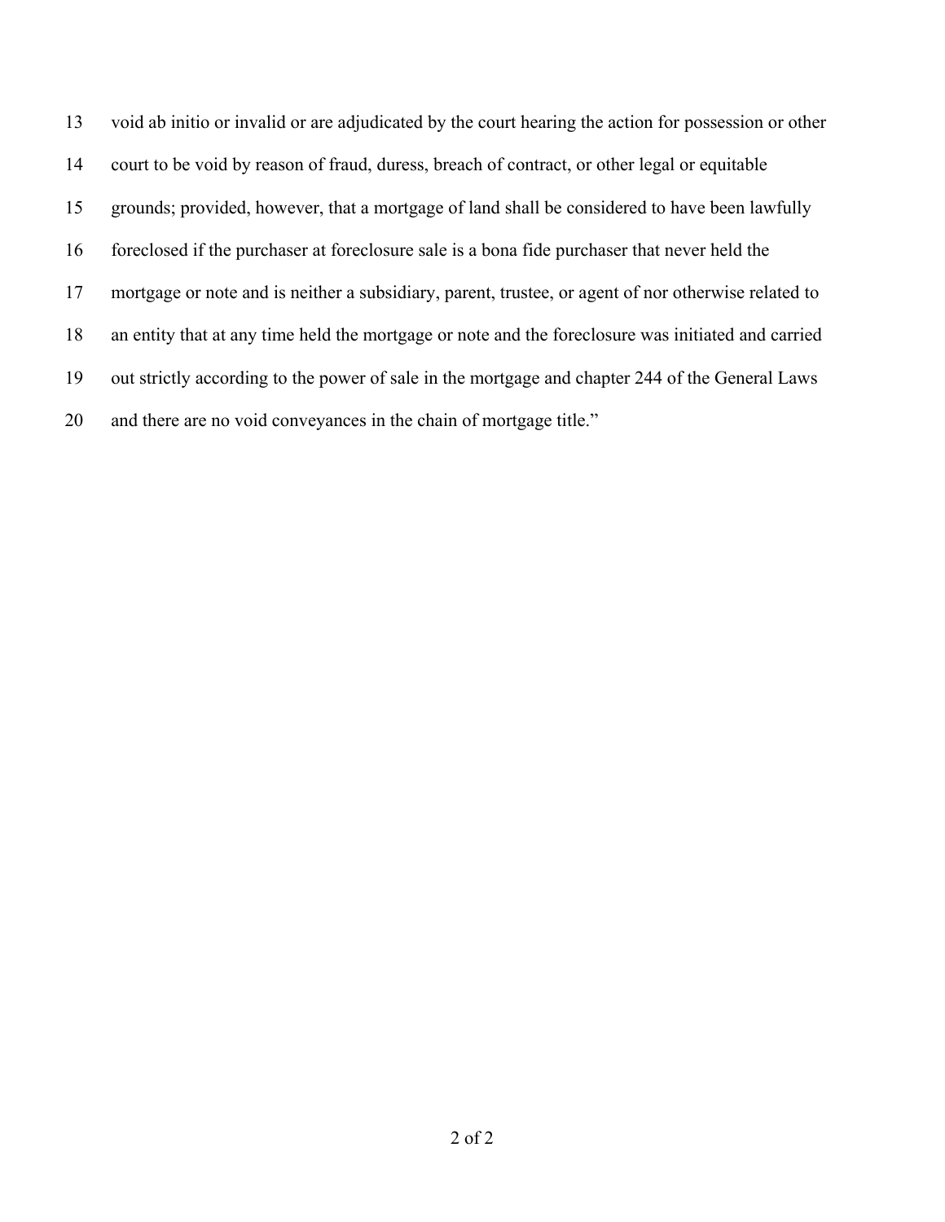void ab initio or invalid or are adjudicated by the court hearing the action for possession or other court to be void by reason of fraud, duress, breach of contract, or other legal or equitable grounds; provided, however, that a mortgage of land shall be considered to have been lawfully foreclosed if the purchaser at foreclosure sale is a bona fide purchaser that never held the mortgage or note and is neither a subsidiary, parent, trustee, or agent of nor otherwise related to an entity that at any time held the mortgage or note and the foreclosure was initiated and carried out strictly according to the power of sale in the mortgage and chapter 244 of the General Laws and there are no void conveyances in the chain of mortgage title."